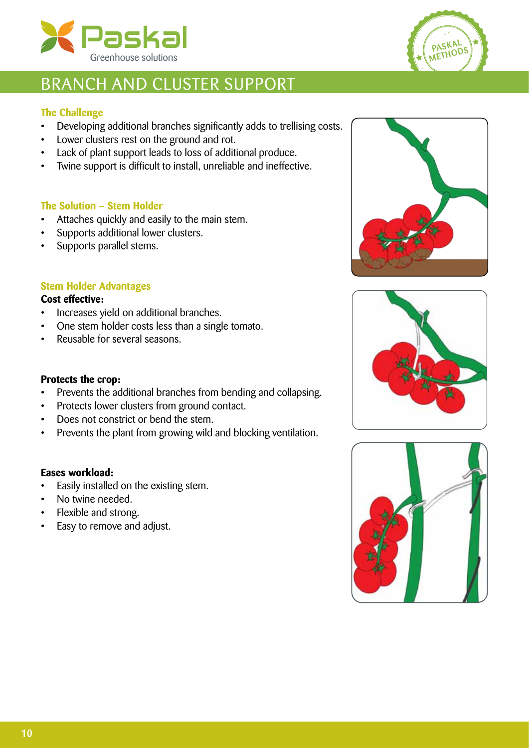# BRANCH AND CLUSTER SUPPORT

### The Challenge

- Developing additional branches significantly adds to trellising costs.
- Lower clusters rest on the ground and rot.
- Lack of plant support leads to loss of additional produce.
- Twine support is difficult to install, unreliable and ineffective.

### The Solution – Stem Holder

- Attaches quickly and easily to the main stem.
- Supports additional lower clusters.
- Supports parallel stems.

### Stem Holder Advantages

**Cost effective:**

- Increases yield on additional branches.
- One stem holder costs less than a single tomato.
- Reusable for several seasons.

**Protects the crop:**

- Prevents the additional branches from bending and collapsing.
- Protects lower clusters from ground contact.
- Does not constrict or bend the stem.
- Prevents the plant from growing wild and blocking ventilation.

**Eases workload:**

- Easily installed on the existing stem.
- No twine needed.
- Flexible and strong.
- Easy to remove and adjust.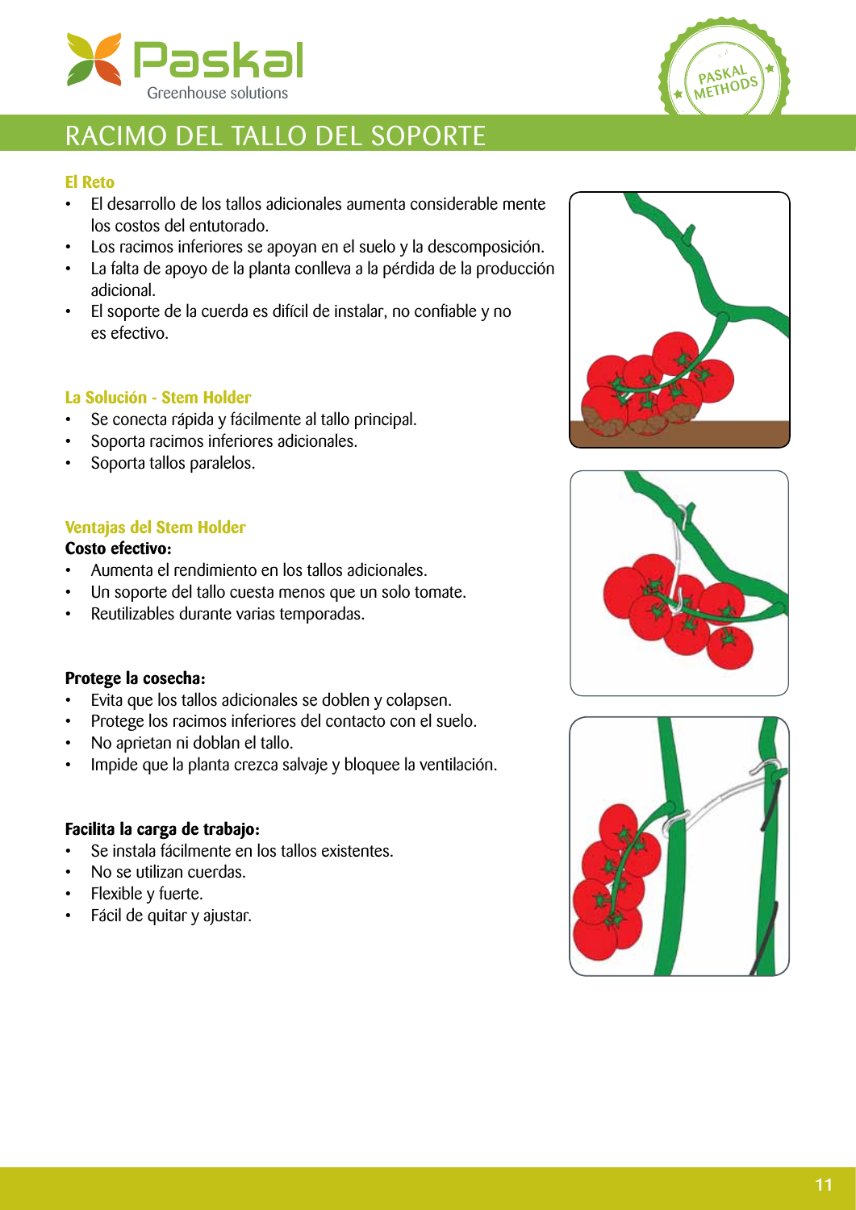# RACIMO DEL TALLO DEL SOPORTE

## El Reto

- El desarrollo de los tallos adicionales aumenta considerable mente los costos del entutorado.
- Los racimos inferiores se apoyan en el suelo y la descomposición.
- La falta de apoyo de la planta conlleva a la pérdida de la producción adicional.
- El soporte de la cuerda es difícil de instalar, no confiable y no es efectivo.

## La Solución - Stem Holder

- Se conecta rápida y fácilmente al tallo principal.
- Soporta racimos inferiores adicionales.
- Soporta tallos paralelos.

## Ventajas del Stem Holder

**Costo efectivo:**

- Aumenta el rendimiento en los tallos adicionales.
- Un soporte del tallo cuesta menos que un solo tomate.
- Reutilizables durante varias temporadas.

**Protege la cosecha:**

- Evita que los tallos adicionales se doblen y colapsen.
- Protege los racimos inferiores del contacto con el suelo.
- No aprietan ni doblan el tallo.
- Impide que la planta crezca salvaje y bloquee la ventilación.

**Facilita la carga de trabajo:**

- Se instala fácilmente en los tallos existentes.
- No se utilizan cuerdas.
- Flexible y fuerte.
- Fácil de quitar y ajustar.